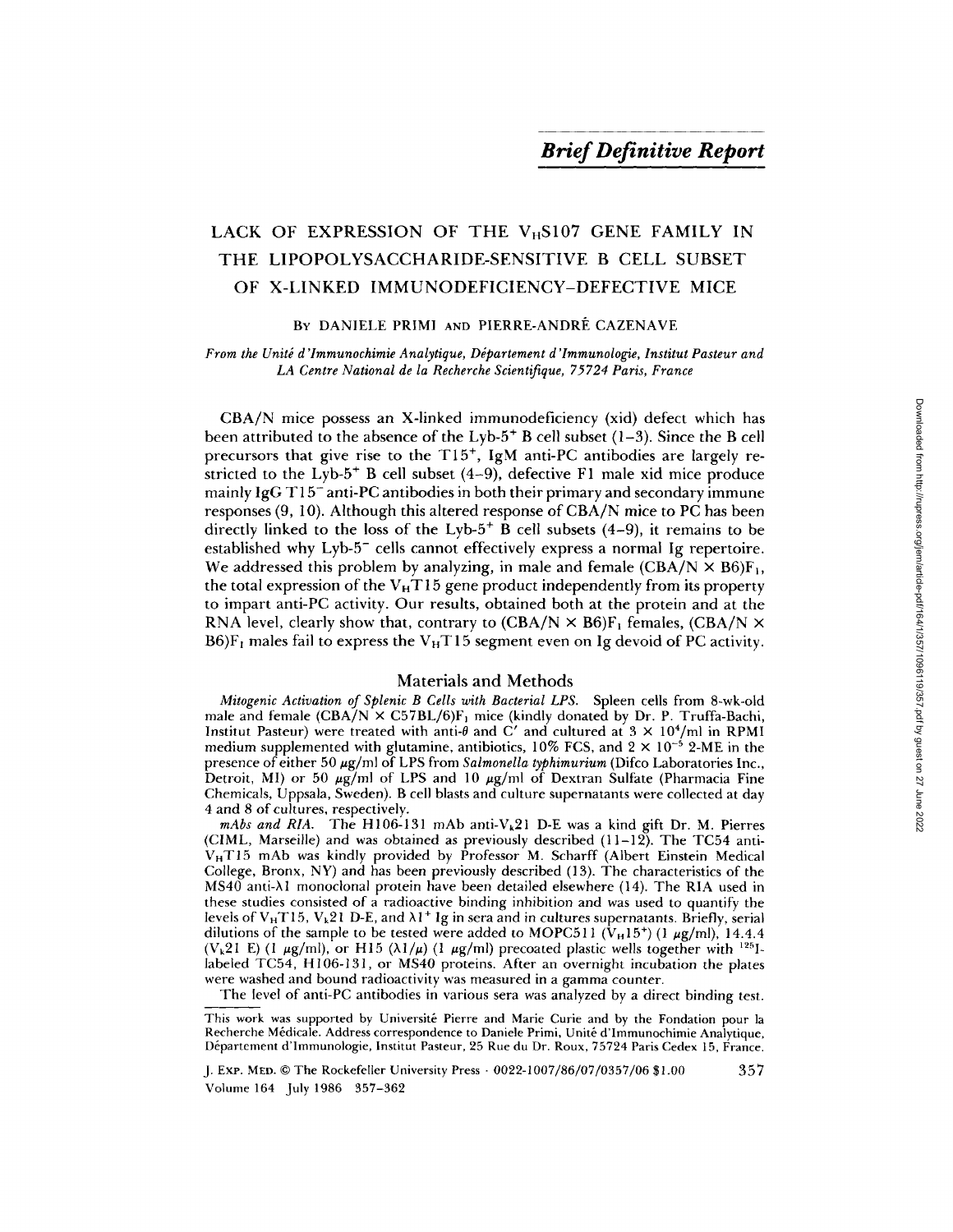*Brief Definitive Report*

# LACK OF EXPRESSION OF THE $V_HS107$ GENE FAMILY IN THE LIPOPOLYSACCHARIDE-SENSITIVE B CELL SUBSET OF X-LINKED IMMUNODEFICIENCY-DEFECTIVE MICE

By DANIELE PRIMI AND PIERRE-ANDRÉ CAZENAVE

*From the Unité d'Immunochimie Analytique, Département d'Immunologie, Institut Pasteur and LA Centre National de la Recherche Scientifique, 75724 Paris, France*

CBA/N mice possess an X-linked immunodeficiency (xid) defect which has been attributed to the absence of the Lyb-$5^+$ B cell subset (1–3). Since the B cell precursors that give rise to the T$15^+$, IgM anti-PC antibodies are largely restricted to the Lyb-$5^+$ B cell subset (4–9), defective F1 male xid mice produce mainly IgG T$15^-$ anti-PC antibodies in both their primary and secondary immune responses (9, 10). Although this altered response of CBA/N mice to PC has been directly linked to the loss of the Lyb-$5^+$ B cell subsets (4–9), it remains to be established why Lyb-$5^-$ cells cannot effectively express a normal Ig repertoire. We addressed this problem by analyzing, in male and female (CBA/N × B6)$F_1$, the total expression of the $V_HT15$ gene product independently from its property to impart anti-PC activity. Our results, obtained both at the protein and at the RNA level, clearly show that, contrary to (CBA/N × B6)$F_1$ females, (CBA/N × B6)$F_1$ males fail to express the $V_HT15$ segment even on Ig devoid of PC activity.

## Materials and Methods

*Mitogenic Activation of Splenic B Cells with Bacterial LPS.* Spleen cells from 8-wk-old male and female (CBA/N × C57BL/6)$F_1$ mice (kindly donated by Dr. P. Truffa-Bachi, Institut Pasteur) were treated with anti-$\theta$ and C′ and cultured at $3 \times 10^4$/ml in RPMI medium supplemented with glutamine, antibiotics, 10% FCS, and $2 \times 10^{-5}$ 2-ME in the presence of either 50 $\mu$g/ml of LPS from *Salmonella typhimurium* (Difco Laboratories Inc., Detroit, MI) or 50 $\mu$g/ml of LPS and 10 $\mu$g/ml of Dextran Sulfate (Pharmacia Fine Chemicals, Uppsala, Sweden). B cell blasts and culture supernatants were collected at day 4 and 8 of cultures, respectively.

*mAbs and RIA.* The H106-131 mAb anti-$V_\kappa21$ D-E was a kind gift Dr. M. Pierres (CIML, Marseille) and was obtained as previously described (11–12). The TC54 anti-$V_HT15$ mAb was kindly provided by Professor M. Scharff (Albert Einstein Medical College, Bronx, NY) and has been previously described (13). The characteristics of the MS40 anti-$\lambda1$ monoclonal protein have been detailed elsewhere (14). The RIA used in these studies consisted of a radioactive binding inhibition and was used to quantify the levels of $V_HT15$, $V_\kappa21$ D-E, and $\lambda1^+$ Ig in sera and in cultures supernatants. Briefly, serial dilutions of the sample to be tested were added to MOPC511 ($V_H15^+$) (1 $\mu$g/ml), 14.4.4 ($V_\kappa21$ E) (1 $\mu$g/ml), or H15 ($\lambda1/\mu$) (1 $\mu$g/ml) precoated plastic wells together with $^{125}$I-labeled TC54, H106-131, or MS40 proteins. After an overnight incubation the plates were washed and bound radioactivity was measured in a gamma counter.

The level of anti-PC antibodies in various sera was analyzed by a direct binding test.

This work was supported by Université Pierre and Marie Curie and by the Fondation pour la Recherche Médicale. Address correspondence to Daniele Primi, Unité d'Immunochimie Analytique, Département d'Immunologie, Institut Pasteur, 25 Rue du Dr. Roux, 75724 Paris Cedex 15, France.

J. Exp. Med. © The Rockefeller University Press · 0022-1007/86/07/0357/06 $1.00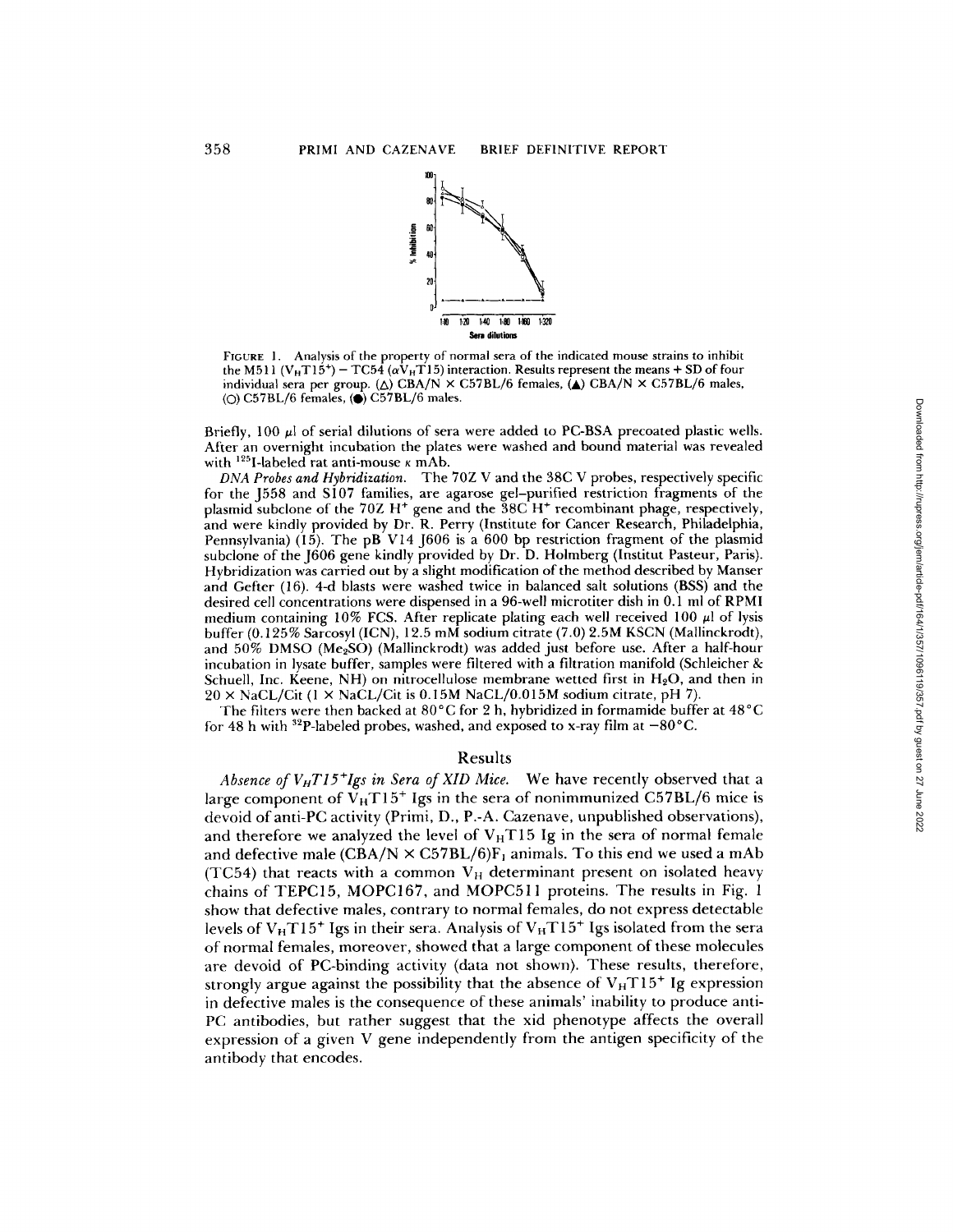FIGURE 1. Analysis of the property of normal sera of the indicated mouse strains to inhibit the M511 ($V_HT15^+$) – TC54 ($\alpha V_HT15$) interaction. Results represent the means + SD of four individual sera per group. (△) CBA/N × C57BL/6 females, (▲) CBA/N × C57BL/6 males, (○) C57BL/6 females, (●) C57BL/6 males.

Briefly, 100 μl of serial dilutions of sera were added to PC-BSA precoated plastic wells. After an overnight incubation the plates were washed and bound material was revealed with $^{125}$I-labeled rat anti-mouse κ mAb.

*DNA Probes and Hybridization.* The 70Z V and the 38C V probes, respectively specific for the J558 and S107 families, are agarose gel–purified restriction fragments of the plasmid subclone of the 70Z $H^+$ gene and the 38C $H^+$ recombinant phage, respectively, and were kindly provided by Dr. R. Perry (Institute for Cancer Research, Philadelphia, Pennsylvania) (15). The pB V14 J606 is a 600 bp restriction fragment of the plasmid subclone of the J606 gene kindly provided by Dr. D. Holmberg (Institut Pasteur, Paris). Hybridization was carried out by a slight modification of the method described by Manser and Gefter (16). 4-d blasts were washed twice in balanced salt solutions (BSS) and the desired cell concentrations were dispensed in a 96-well microtiter dish in 0.1 ml of RPMI medium containing 10% FCS. After replicate plating each well received 100 μl of lysis buffer (0.125% Sarcosyl (ICN), 12.5 mM sodium citrate (7.0) 2.5M KSCN (Mallinckrodt), and 50% DMSO ($Me_2SO$) (Mallinckrodt) was added just before use. After a half-hour incubation in lysate buffer, samples were filtered with a filtration manifold (Schleicher & Schuell, Inc. Keene, NH) on nitrocellulose membrane wetted first in $H_2O$, and then in 20 × NaCL/Cit (1 × NaCL/Cit is 0.15M NaCL/0.015M sodium citrate, pH 7).

The filters were then backed at 80°C for 2 h, hybridized in formamide buffer at 48°C for 48 h with $^{32}$P-labeled probes, washed, and exposed to x-ray film at −80°C.

## Results

*Absence of $V_HT15^+$Igs in Sera of XID Mice.* We have recently observed that a large component of $V_HT15^+$ Igs in the sera of nonimmunized C57BL/6 mice is devoid of anti-PC activity (Primi, D., P.-A. Cazenave, unpublished observations), and therefore we analyzed the level of $V_HT15$ Ig in the sera of normal female and defective male (CBA/N × C57BL/6)$F_1$ animals. To this end we used a mAb (TC54) that reacts with a common $V_H$ determinant present on isolated heavy chains of TEPC15, MOPC167, and MOPC511 proteins. The results in Fig. 1 show that defective males, contrary to normal females, do not express detectable levels of $V_HT15^+$ Igs in their sera. Analysis of $V_HT15^+$ Igs isolated from the sera of normal females, moreover, showed that a large component of these molecules are devoid of PC-binding activity (data not shown). These results, therefore, strongly argue against the possibility that the absence of $V_HT15^+$ Ig expression in defective males is the consequence of these animals' inability to produce anti-PC antibodies, but rather suggest that the xid phenotype affects the overall expression of a given V gene independently from the antigen specificity of the antibody that encodes.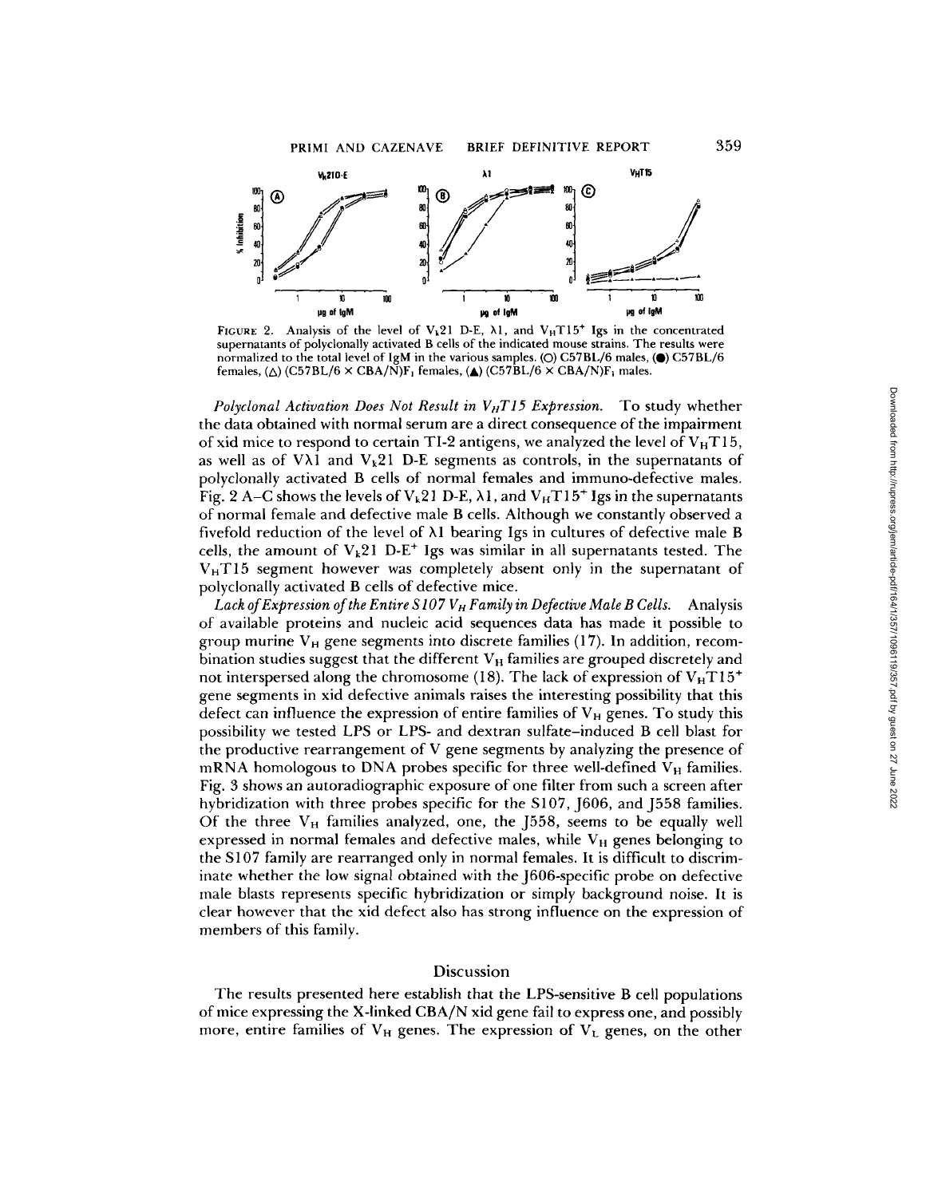FIGURE 2. Analysis of the level of $V_\kappa21$ D-E, $\lambda1$, and $V_HT15^+$ Igs in the concentrated supernatants of polyclonally activated B cells of the indicated mouse strains. The results were normalized to the total level of IgM in the various samples. (○) C57BL/6 males, (●) C57BL/6 females, (△) (C57BL/6 × CBA/N)$F_1$ females, (▲) (C57BL/6 × CBA/N)$F_1$ males.

*Polyclonal Activation Does Not Result in $V_HT15$ Expression.* To study whether the data obtained with normal serum are a direct consequence of the impairment of xid mice to respond to certain TI-2 antigens, we analyzed the level of $V_HT15$, as well as of $V\lambda1$ and $V_\kappa21$ D-E segments as controls, in the supernatants of polyclonally activated B cells of normal females and immuno-defective males. Fig. 2 A–C shows the levels of $V_\kappa21$ D-E, $\lambda1$, and $V_HT15^+$ Igs in the supernatants of normal female and defective male B cells. Although we constantly observed a fivefold reduction of the level of $\lambda1$ bearing Igs in cultures of defective male B cells, the amount of $V_\kappa21$ D-$E^+$ Igs was similar in all supernatants tested. The $V_HT15$ segment however was completely absent only in the supernatant of polyclonally activated B cells of defective mice.

*Lack of Expression of the Entire S107 $V_H$ Family in Defective Male B Cells.* Analysis of available proteins and nucleic acid sequences data has made it possible to group murine $V_H$ gene segments into discrete families (17). In addition, recombination studies suggest that the different $V_H$ families are grouped discretely and not interspersed along the chromosome (18). The lack of expression of $V_HT15^+$ gene segments in xid defective animals raises the interesting possibility that this defect can influence the expression of entire families of $V_H$ genes. To study this possibility we tested LPS or LPS- and dextran sulfate–induced B cell blast for the productive rearrangement of V gene segments by analyzing the presence of mRNA homologous to DNA probes specific for three well-defined $V_H$ families. Fig. 3 shows an autoradiographic exposure of one filter from such a screen after hybridization with three probes specific for the S107, J606, and J558 families. Of the three $V_H$ families analyzed, one, the J558, seems to be equally well expressed in normal females and defective males, while $V_H$ genes belonging to the S107 family are rearranged only in normal females. It is difficult to discriminate whether the low signal obtained with the J606-specific probe on defective male blasts represents specific hybridization or simply background noise. It is clear however that the xid defect also has strong influence on the expression of members of this family.

## Discussion

The results presented here establish that the LPS-sensitive B cell populations of mice expressing the X-linked CBA/N xid gene fail to express one, and possibly more, entire families of $V_H$ genes. The expression of $V_L$ genes, on the other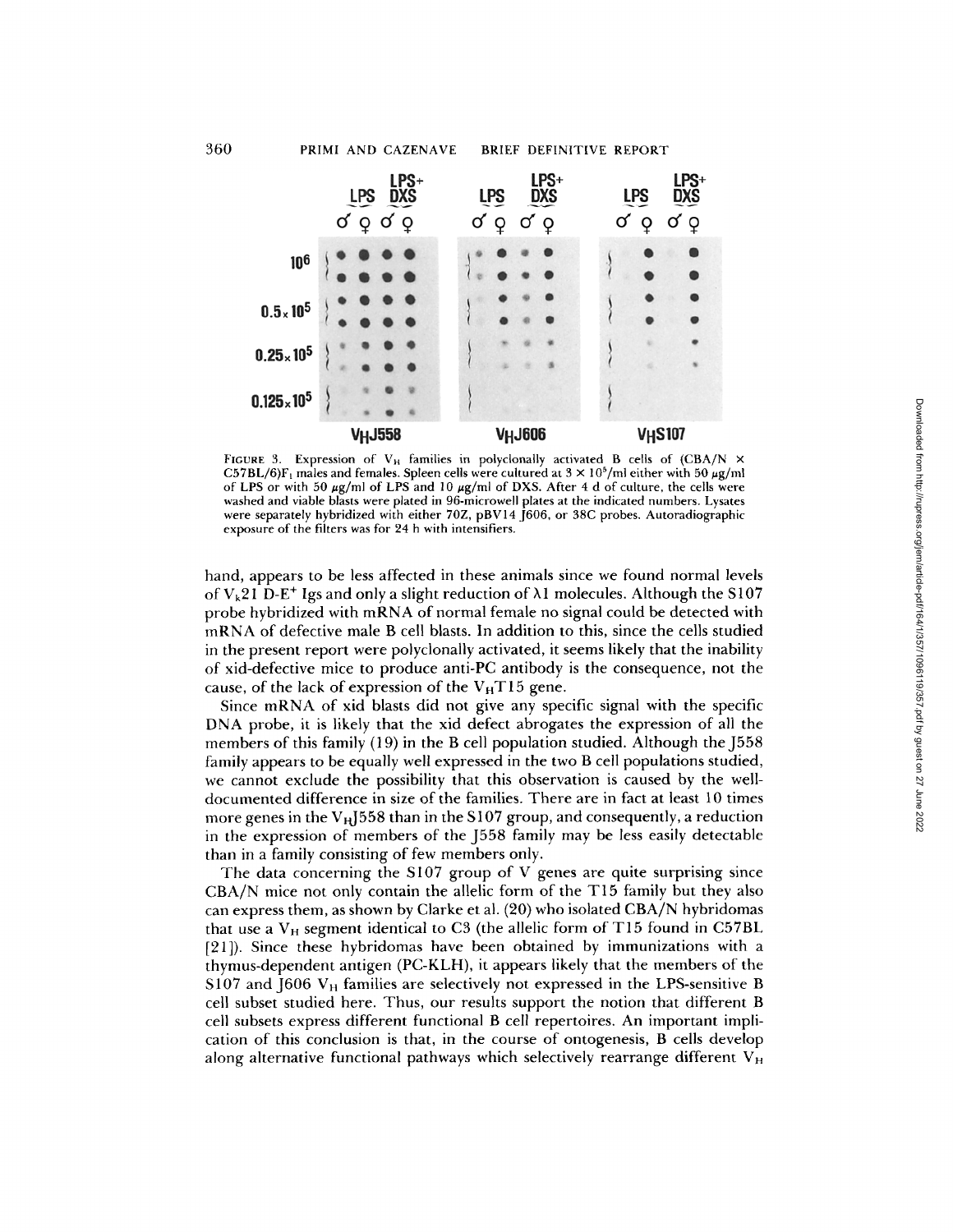FIGURE 3. Expression of $V_H$ families in polyclonally activated B cells of (CBA/N × C57BL/6)$F_1$ males and females. Spleen cells were cultured at $3 \times 10^5$/ml either with 50 μg/ml of LPS or with 50 μg/ml of LPS and 10 μg/ml of DXS. After 4 d of culture, the cells were washed and viable blasts were plated in 96-microwell plates at the indicated numbers. Lysates were separately hybridized with either 70Z, pBV14 J606, or 38C probes. Autoradiographic exposure of the filters was for 24 h with intensifiers.

hand, appears to be less affected in these animals since we found normal levels of $V_k21$ D-E$^+$ Igs and only a slight reduction of λ1 molecules. Although the S107 probe hybridized with mRNA of normal female no signal could be detected with mRNA of defective male B cell blasts. In addition to this, since the cells studied in the present report were polyclonally activated, it seems likely that the inability of xid-defective mice to produce anti-PC antibody is the consequence, not the cause, of the lack of expression of the $V_HT15$ gene.

Since mRNA of xid blasts did not give any specific signal with the specific DNA probe, it is likely that the xid defect abrogates the expression of all the members of this family (19) in the B cell population studied. Although the J558 family appears to be equally well expressed in the two B cell populations studied, we cannot exclude the possibility that this observation is caused by the well-documented difference in size of the families. There are in fact at least 10 times more genes in the $V_HJ558$ than in the S107 group, and consequently, a reduction in the expression of members of the J558 family may be less easily detectable than in a family consisting of few members only.

The data concerning the S107 group of V genes are quite surprising since CBA/N mice not only contain the allelic form of the T15 family but they also can express them, as shown by Clarke et al. (20) who isolated CBA/N hybridomas that use a $V_H$ segment identical to C3 (the allelic form of T15 found in C57BL [21]). Since these hybridomas have been obtained by immunizations with a thymus-dependent antigen (PC-KLH), it appears likely that the members of the S107 and J606 $V_H$ families are selectively not expressed in the LPS-sensitive B cell subset studied here. Thus, our results support the notion that different B cell subsets express different functional B cell repertoires. An important implication of this conclusion is that, in the course of ontogenesis, B cells develop along alternative functional pathways which selectively rearrange different $V_H$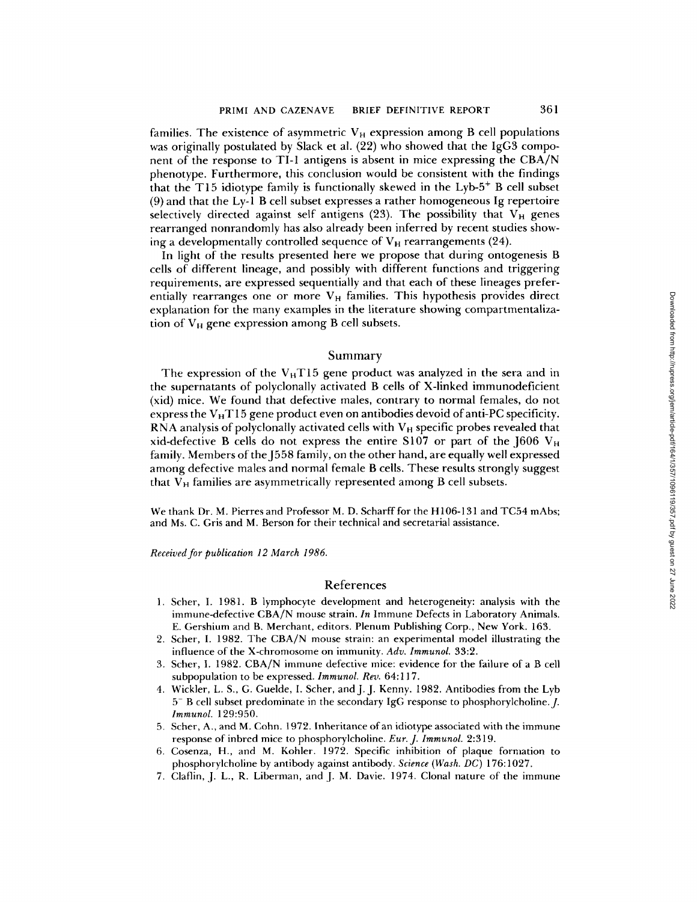families. The existence of asymmetric $V_H$ expression among B cell populations was originally postulated by Slack et al. (22) who showed that the IgG3 component of the response to TI-1 antigens is absent in mice expressing the CBA/N phenotype. Furthermore, this conclusion would be consistent with the findings that the T15 idiotype family is functionally skewed in the Lyb-5$^+$ B cell subset (9) and that the Ly-1 B cell subset expresses a rather homogeneous Ig repertoire selectively directed against self antigens (23). The possibility that $V_H$ genes rearranged nonrandomly has also already been inferred by recent studies showing a developmentally controlled sequence of $V_H$ rearrangements (24).

In light of the results presented here we propose that during ontogenesis B cells of different lineage, and possibly with different functions and triggering requirements, are expressed sequentially and that each of these lineages preferentially rearranges one or more $V_H$ families. This hypothesis provides direct explanation for the many examples in the literature showing compartmentalization of $V_H$ gene expression among B cell subsets.

## Summary

The expression of the $V_H$T15 gene product was analyzed in the sera and in the supernatants of polyclonally activated B cells of X-linked immunodeficient (xid) mice. We found that defective males, contrary to normal females, do not express the $V_H$T15 gene product even on antibodies devoid of anti-PC specificity. RNA analysis of polyclonally activated cells with $V_H$ specific probes revealed that xid-defective B cells do not express the entire S107 or part of the J606 $V_H$ family. Members of the J558 family, on the other hand, are equally well expressed among defective males and normal female B cells. These results strongly suggest that $V_H$ families are asymmetrically represented among B cell subsets.

We thank Dr. M. Pierres and Professor M. D. Scharff for the H106-131 and TC54 mAbs; and Ms. C. Gris and M. Berson for their technical and secretarial assistance.

*Received for publication 12 March 1986.*

## References

1. Scher, I. 1981. B lymphocyte development and heterogeneity: analysis with the immune-defective CBA/N mouse strain. *In* Immune Defects in Laboratory Animals. E. Gershium and B. Merchant, editors. Plenum Publishing Corp., New York. 163.
2. Scher, I. 1982. The CBA/N mouse strain: an experimental model illustrating the influence of the X-chromosome on immunity. *Adv. Immunol.* 33:2.
3. Scher, I. 1982. CBA/N immune defective mice: evidence for the failure of a B cell subpopulation to be expressed. *Immunol. Rev.* 64:117.
4. Wickler, L. S., G. Guelde, I. Scher, and J. J. Kenny. 1982. Antibodies from the Lyb 5$^-$ B cell subset predominate in the secondary IgG response to phosphorylcholine. *J. Immunol.* 129:950.
5. Scher, A., and M. Cohn. 1972. Inheritance of an idiotype associated with the immune response of inbred mice to phosphorylcholine. *Eur. J. Immunol.* 2:319.
6. Cosenza, H., and M. Kohler. 1972. Specific inhibition of plaque formation to phosphorylcholine by antibody against antibody. *Science (Wash. DC)* 176:1027.
7. Claflin, J. L., R. Liberman, and J. M. Davie. 1974. Clonal nature of the immune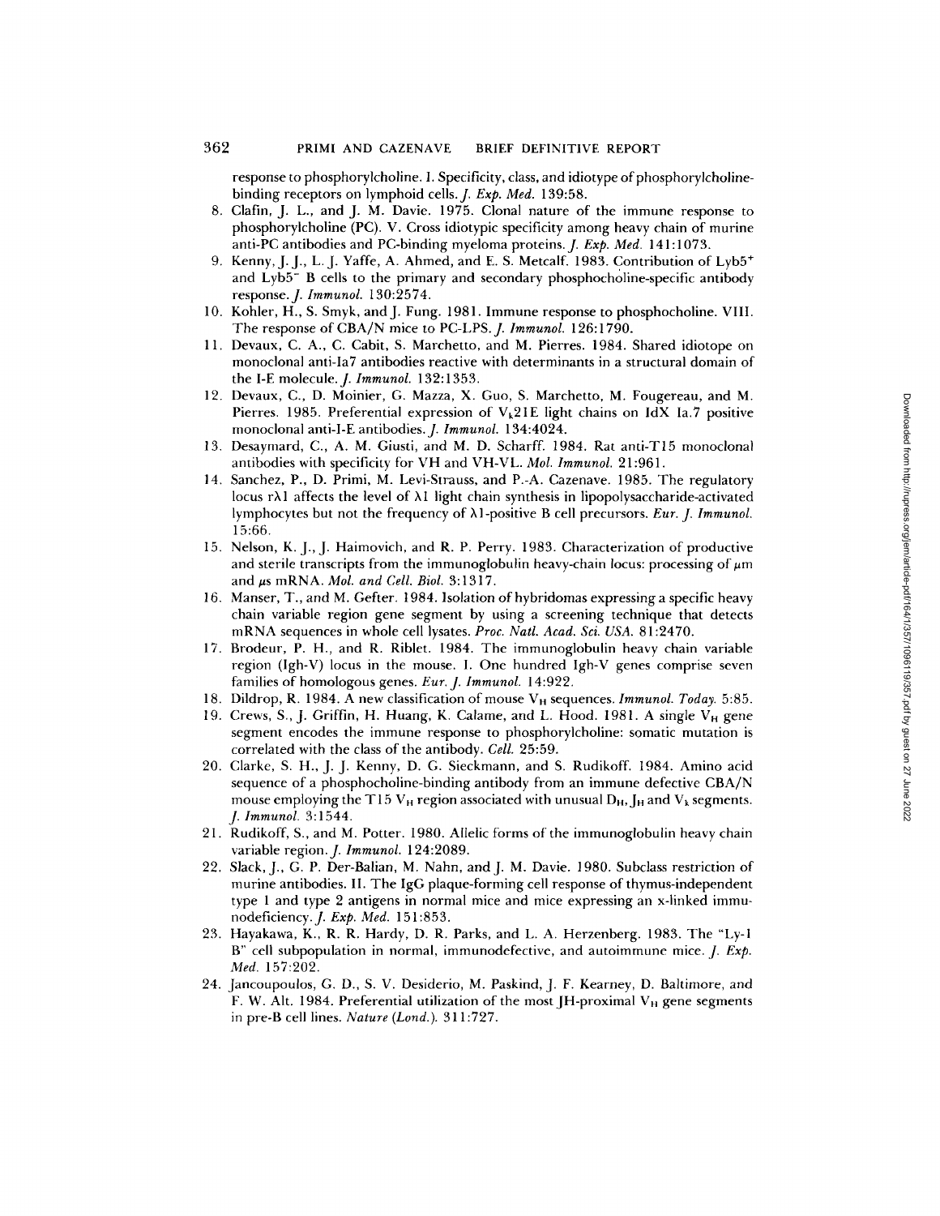response to phosphorylcholine. I. Specificity, class, and idiotype of phosphorylcholine-binding receptors on lymphoid cells. *J. Exp. Med.* 139:58.

8. Clafin, J. L., and J. M. Davie. 1975. Clonal nature of the immune response to phosphorylcholine (PC). V. Cross idiotypic specificity among heavy chain of murine anti-PC antibodies and PC-binding myeloma proteins. *J. Exp. Med.* 141:1073.
9. Kenny, J. J., L. J. Yaffe, A. Ahmed, and E. S. Metcalf. 1983. Contribution of Lyb5$^+$ and Lyb5$^-$ B cells to the primary and secondary phosphocholine-specific antibody response. *J. Immunol.* 130:2574.
10. Kohler, H., S. Smyk, and J. Fung. 1981. Immune response to phosphocholine. VIII. The response of CBA/N mice to PC-LPS. *J. Immunol.* 126:1790.
11. Devaux, C. A., C. Cabit, S. Marchetto, and M. Pierres. 1984. Shared idiotope on monoclonal anti-Ia7 antibodies reactive with determinants in a structural domain of the I-E molecule. *J. Immunol.* 132:1353.
12. Devaux, C., D. Moinier, G. Mazza, X. Guo, S. Marchetto, M. Fougereau, and M. Pierres. 1985. Preferential expression of $V_k$21E light chains on IdX Ia.7 positive monoclonal anti-I-E antibodies. *J. Immunol.* 134:4024.
13. Desaymard, C., A. M. Giusti, and M. D. Scharff. 1984. Rat anti-T15 monoclonal antibodies with specificity for VH and VH-VL. *Mol. Immunol.* 21:961.
14. Sanchez, P., D. Primi, M. Levi-Strauss, and P.-A. Cazenave. 1985. The regulatory locus rλ1 affects the level of λ1 light chain synthesis in lipopolysaccharide-activated lymphocytes but not the frequency of λ1-positive B cell precursors. *Eur. J. Immunol.* 15:66.
15. Nelson, K. J., J. Haimovich, and R. P. Perry. 1983. Characterization of productive and sterile transcripts from the immunoglobulin heavy-chain locus: processing of μm and μs mRNA. *Mol. and Cell. Biol.* 3:1317.
16. Manser, T., and M. Gefter. 1984. Isolation of hybridomas expressing a specific heavy chain variable region gene segment by using a screening technique that detects mRNA sequences in whole cell lysates. *Proc. Natl. Acad. Sci. USA.* 81:2470.
17. Brodeur, P. H., and R. Riblet. 1984. The immunoglobulin heavy chain variable region (Igh-V) locus in the mouse. I. One hundred Igh-V genes comprise seven families of homologous genes. *Eur. J. Immunol.* 14:922.
18. Dildrop, R. 1984. A new classification of mouse $V_H$ sequences. *Immunol. Today.* 5:85.
19. Crews, S., J. Griffin, H. Huang, K. Calame, and L. Hood. 1981. A single $V_H$ gene segment encodes the immune response to phosphorylcholine: somatic mutation is correlated with the class of the antibody. *Cell.* 25:59.
20. Clarke, S. H., J. J. Kenny, D. G. Sieckmann, and S. Rudikoff. 1984. Amino acid sequence of a phosphocholine-binding antibody from an immune defective CBA/N mouse employing the T15 $V_H$ region associated with unusual $D_H$, $J_H$ and $V_k$ segments. *J. Immunol.* 3:1544.
21. Rudikoff, S., and M. Potter. 1980. Allelic forms of the immunoglobulin heavy chain variable region. *J. Immunol.* 124:2089.
22. Slack, J., G. P. Der-Balian, M. Nahn, and J. M. Davie. 1980. Subclass restriction of murine antibodies. II. The IgG plaque-forming cell response of thymus-independent type 1 and type 2 antigens in normal mice and mice expressing an x-linked immunodeficiency. *J. Exp. Med.* 151:853.
23. Hayakawa, K., R. R. Hardy, D. R. Parks, and L. A. Herzenberg. 1983. The "Ly-1 B" cell subpopulation in normal, immunodefective, and autoimmune mice. *J. Exp. Med.* 157:202.
24. Jancoupoulos, G. D., S. V. Desiderio, M. Paskind, J. F. Kearney, D. Baltimore, and F. W. Alt. 1984. Preferential utilization of the most JH-proximal $V_H$ gene segments in pre-B cell lines. *Nature (Lond.).* 311:727.